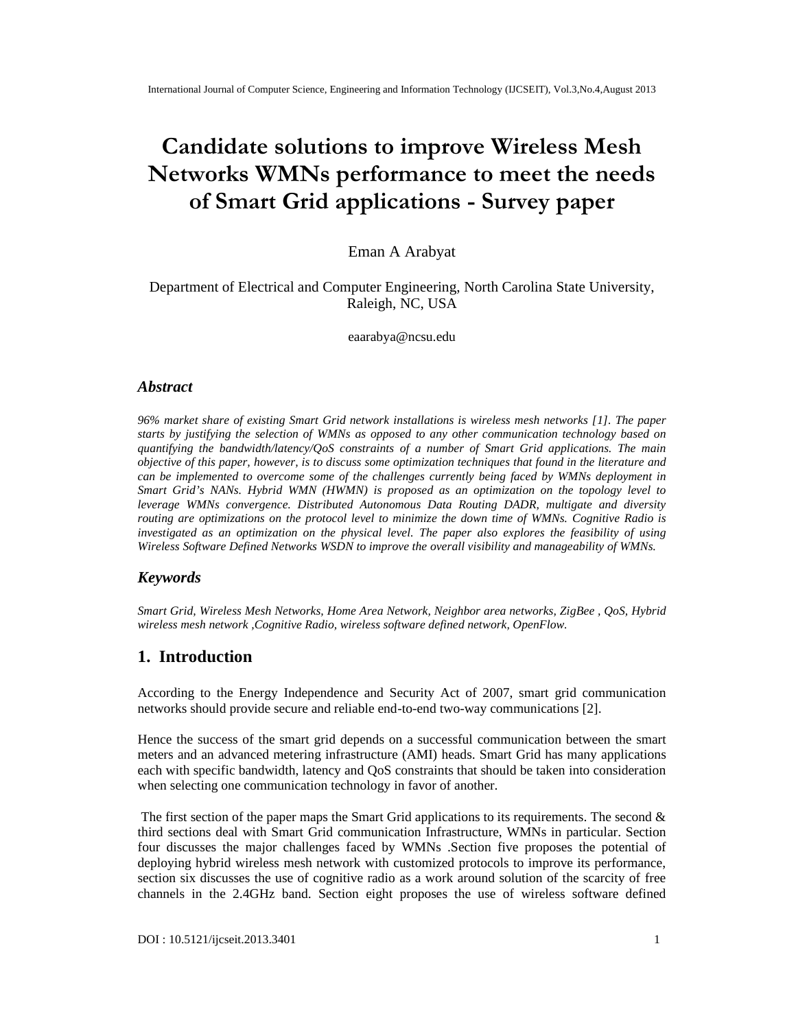# Candidate solutions to improve Wireless Mesh Networks WMNs performance to meet the needs of Smart Grid applications - Survey paper

Eman A Arabyat

Department of Electrical and Computer Engineering, North Carolina State University, Raleigh, NC, USA

eaarabya@ncsu.edu

### *Abstract*

*96% market share of existing Smart Grid network installations is wireless mesh networks [1]. The paper starts by justifying the selection of WMNs as opposed to any other communication technology based on quantifying the bandwidth/latency/QoS constraints of a number of Smart Grid applications. The main objective of this paper, however, is to discuss some optimization techniques that found in the literature and can be implemented to overcome some of the challenges currently being faced by WMNs deployment in Smart Grid's NANs. Hybrid WMN (HWMN) is proposed as an optimization on the topology level to leverage WMNs convergence. Distributed Autonomous Data Routing DADR, multigate and diversity routing are optimizations on the protocol level to minimize the down time of WMNs. Cognitive Radio is investigated as an optimization on the physical level. The paper also explores the feasibility of using Wireless Software Defined Networks WSDN to improve the overall visibility and manageability of WMNs.*

### *Keywords*

*Smart Grid, Wireless Mesh Networks, Home Area Network, Neighbor area networks, ZigBee , QoS, Hybrid wireless mesh network ,Cognitive Radio, wireless software defined network, OpenFlow.*

## 1. Introduction

According to the Energy Independence and Security Act of 2007, smart grid communication networks should provide secure and reliable end-to-end two-way communications [2].

Hence the success of the smart grid depends on a successful communication between the smart meters and an advanced metering infrastructure (AMI) heads. Smart Grid has many applications each with specific bandwidth, latency and QoS constraints that should be taken into consideration when selecting one communication technology in favor of another.

The first section of the paper maps the Smart Grid applications to its requirements. The second & third sections deal with Smart Grid communication Infrastructure, WMNs in particular. Section four discusses the major challenges faced by WMNs .Section five proposes the potential of deploying hybrid wireless mesh network with customized protocols to improve its performance, section six discusses the use of cognitive radio as a work around solution of the scarcity of free channels in the 2.4GHz band. Section eight proposes the use of wireless software defined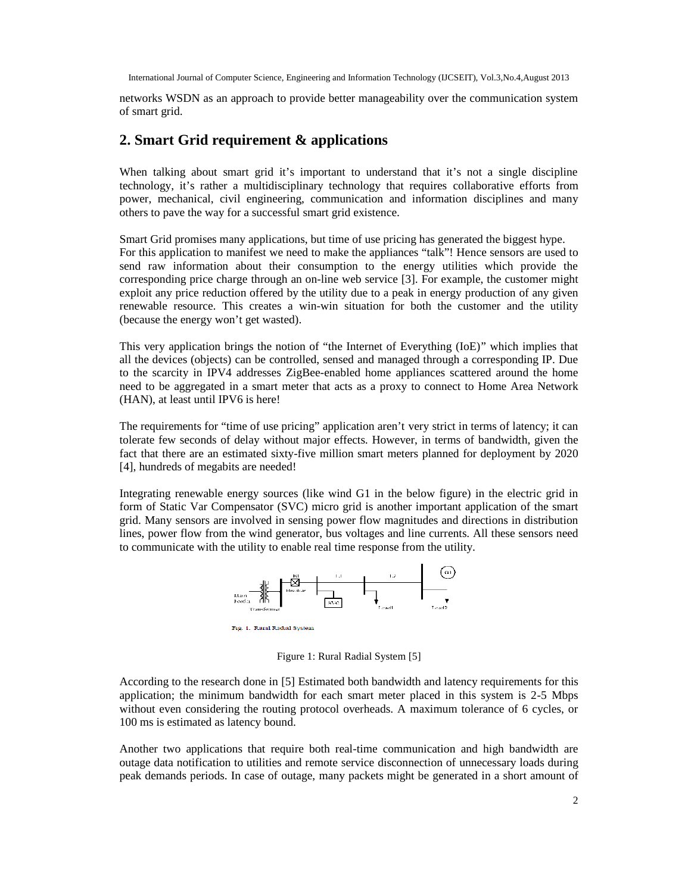networks WSDN as an approach to provide better manageability over the communication system of smart grid.

## 2. Smart Grid requirement & applications

When talking about smart grid it's important to understand that it's not a single discipline technology, it's rather a multidisciplinary technology that requires collaborative efforts from power, mechanical, civil engineering, communication and information disciplines and many others to pave the way for a successful smart grid existence.

Smart Grid promises many applications, but time of use pricing has generated the biggest hype. For this application to manifest we need to make the appliances "talk"! Hence sensors are used to send raw information about their consumption to the energy utilities which provide the corresponding price charge through an on-line web service [3]. For example, the customer might exploit any price reduction offered by the utility due to a peak in energy production of any given renewable resource. This creates a win-win situation for both the customer and the utility (because the energy won't get wasted).

This very application brings the notion of "the Internet of Everything (IoE)" which implies that all the devices (objects) can be controlled, sensed and managed through a corresponding IP. Due to the scarcity in IPV4 addresses ZigBee-enabled home appliances scattered around the home need to be aggregated in a smart meter that acts as a proxy to connect to Home Area Network (HAN), at least until IPV6 is here!

The requirements for "time of use pricing" application aren't very strict in terms of latency; it can tolerate few seconds of delay without major effects. However, in terms of bandwidth, given the fact that there are an estimated sixty-five million smart meters planned for deployment by 2020 [4], hundreds of megabits are needed!

Integrating renewable energy sources (like wind G1 in the below figure) in the electric grid in form of Static Var Compensator (SVC) micro grid is another important application of the smart grid. Many sensors are involved in sensing power flow magnitudes and directions in distribution lines, power flow from the wind generator, bus voltages and line currents. All these sensors need to communicate with the utility to enable real time response from the utility.

Figure 1: Rural Radial System [5]

According to the research done in [5] Estimated both bandwidth and latency requirements for this application; the minimum bandwidth for each smart meter placed in this system is 2-5 Mbps without even considering the routing protocol overheads. A maximum tolerance of 6 cycles, or 100 ms is estimated as latency bound.

Another two applications that require both real-time communication and high bandwidth are outage data notification to utilities and remote service disconnection of unnecessary loads during peak demands periods. In case of outage, many packets might be generated in a short amount of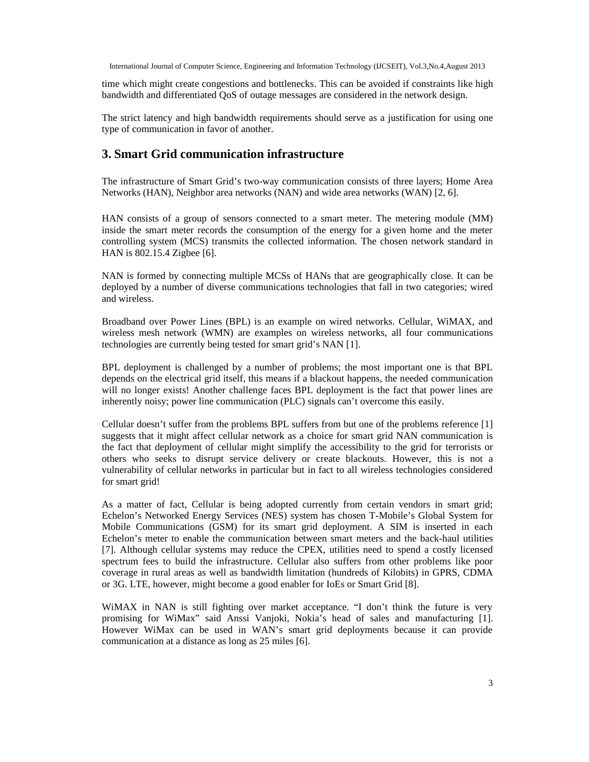time which might create congestions and bottlenecks. This can be avoided if constraints like high bandwidth and differentiated QoS of outage messages are considered in the network design.

The strict latency and high bandwidth requirements should serve as a justification for using one type of communication in favor of another.

## 3. Smart Grid communication infrastructure

The infrastructure of Smart Grid's two-way communication consists of three layers; Home Area Networks (HAN), Neighbor area networks (NAN) and wide area networks (WAN) [2, 6].

HAN consists of a group of sensors connected to a smart meter. The metering module (MM) inside the smart meter records the consumption of the energy for a given home and the meter controlling system (MCS) transmits the collected information. The chosen network standard in HAN is 802.15.4 Zigbee [6].

NAN is formed by connecting multiple MCSs of HANs that are geographically close. It can be deployed by a number of diverse communications technologies that fall in two categories; wired and wireless.

Broadband over Power Lines (BPL) is an example on wired networks. Cellular, WiMAX, and wireless mesh network (WMN) are examples on wireless networks, all four communications technologies are currently being tested for smart grid's NAN [1].

BPL deployment is challenged by a number of problems; the most important one is that BPL depends on the electrical grid itself, this means if a blackout happens, the needed communication will no longer exists! Another challenge faces BPL deployment is the fact that power lines are inherently noisy; power line communication (PLC) signals can't overcome this easily.

Cellular doesn't suffer from the problems BPL suffers from but one of the problems reference [1] suggests that it might affect cellular network as a choice for smart grid NAN communication is the fact that deployment of cellular might simplify the accessibility to the grid for terrorists or others who seeks to disrupt service delivery or create blackouts. However, this is not a vulnerability of cellular networks in particular but in fact to all wireless technologies considered for smart grid!

As a matter of fact, Cellular is being adopted currently from certain vendors in smart grid; Echelon's Networked Energy Services (NES) system has chosen T-Mobile's Global System for Mobile Communications (GSM) for its smart grid deployment. A SIM is inserted in each Echelon's meter to enable the communication between smart meters and the back-haul utilities [7]. Although cellular systems may reduce the CPEX, utilities need to spend a costly licensed spectrum fees to build the infrastructure. Cellular also suffers from other problems like poor coverage in rural areas as well as bandwidth limitation (hundreds of Kilobits) in GPRS, CDMA or 3G. LTE, however, might become a good enabler for IoEs or Smart Grid [8].

WiMAX in NAN is still fighting over market acceptance. "I don't think the future is very promising for WiMax" said Anssi Vanjoki, Nokia's head of sales and manufacturing [1]. However WiMax can be used in WAN's smart grid deployments because it can provide communication at a distance as long as 25 miles [6].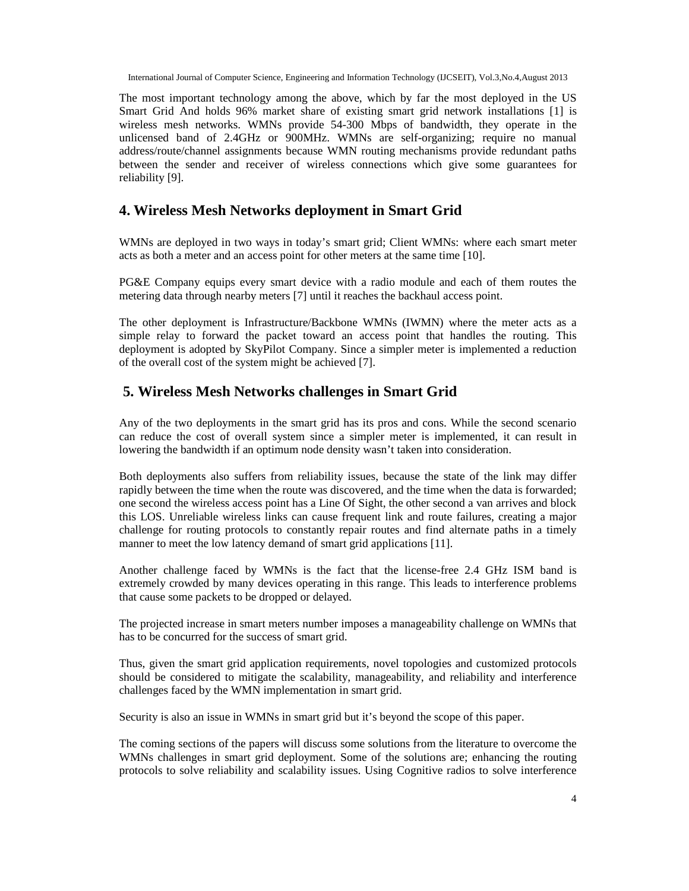The most important technology among the above, which by far the most deployed in the US Smart Grid And holds 96% market share of existing smart grid network installations [1] is wireless mesh networks. WMNs provide 54-300 Mbps of bandwidth, they operate in the unlicensed band of 2.4GHz or 900MHz. WMNs are self-organizing; require no manual address/route/channel assignments because WMN routing mechanisms provide redundant paths between the sender and receiver of wireless connections which give some guarantees for reliability [9].

## 4. Wireless Mesh Networks deployment in Smart Grid

WMNs are deployed in two ways in today's smart grid; Client WMNs: where each smart meter acts as both a meter and an access point for other meters at the same time [10].

PG&E Company equips every smart device with a radio module and each of them routes the metering data through nearby meters [7] until it reaches the backhaul access point.

The other deployment is Infrastructure/Backbone WMNs (IWMN) where the meter acts as a simple relay to forward the packet toward an access point that handles the routing. This deployment is adopted by SkyPilot Company. Since a simpler meter is implemented a reduction of the overall cost of the system might be achieved [7].

## 5. Wireless Mesh Networks challenges in Smart Grid

Any of the two deployments in the smart grid has its pros and cons. While the second scenario can reduce the cost of overall system since a simpler meter is implemented, it can result in lowering the bandwidth if an optimum node density wasn't taken into consideration.

Both deployments also suffers from reliability issues, because the state of the link may differ rapidly between the time when the route was discovered, and the time when the data is forwarded; one second the wireless access point has a Line Of Sight, the other second a van arrives and block this LOS. Unreliable wireless links can cause frequent link and route failures, creating a major challenge for routing protocols to constantly repair routes and find alternate paths in a timely manner to meet the low latency demand of smart grid applications [11].

Another challenge faced by WMNs is the fact that the license-free 2.4 GHz ISM band is extremely crowded by many devices operating in this range. This leads to interference problems that cause some packets to be dropped or delayed.

The projected increase in smart meters number imposes a manageability challenge on WMNs that has to be concurred for the success of smart grid.

Thus, given the smart grid application requirements, novel topologies and customized protocols should be considered to mitigate the scalability, manageability, and reliability and interference challenges faced by the WMN implementation in smart grid.

Security is also an issue in WMNs in smart grid but it's beyond the scope of this paper.

The coming sections of the papers will discuss some solutions from the literature to overcome the WMNs challenges in smart grid deployment. Some of the solutions are; enhancing the routing protocols to solve reliability and scalability issues. Using Cognitive radios to solve interference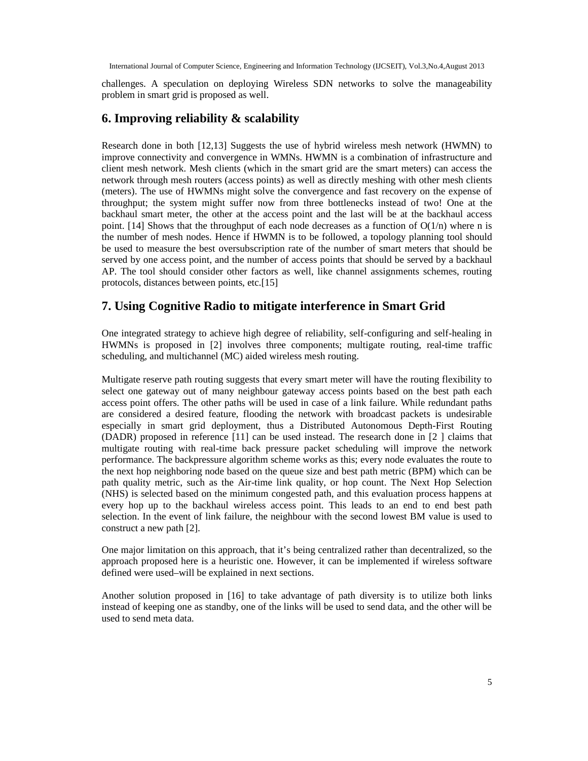challenges. A speculation on deploying Wireless SDN networks to solve the manageability problem in smart grid is proposed as well.

## 6. Improving reliability & scalability

Research done in both [12,13] Suggests the use of hybrid wireless mesh network (HWMN) to improve connectivity and convergence in WMNs. HWMN is a combination of infrastructure and client mesh network. Mesh clients (which in the smart grid are the smart meters) can access the network through mesh routers (access points) as well as directly meshing with other mesh clients (meters). The use of HWMNs might solve the convergence and fast recovery on the expense of throughput; the system might suffer now from three bottlenecks instead of two! One at the backhaul smart meter, the other at the access point and the last will be at the backhaul access point. [14] Shows that the throughput of each node decreases as a function of $O(1/n)$ where n is the number of mesh nodes. Hence if HWMN is to be followed, a topology planning tool should be used to measure the best oversubscription rate of the number of smart meters that should be served by one access point, and the number of access points that should be served by a backhaul AP. The tool should consider other factors as well, like channel assignments schemes, routing protocols, distances between points, etc.[15]

## 7. Using Cognitive Radio to mitigate interference in Smart Grid

One integrated strategy to achieve high degree of reliability, self-configuring and self-healing in HWMNs is proposed in [2] involves three components; multigate routing, real-time traffic scheduling, and multichannel (MC) aided wireless mesh routing.

Multigate reserve path routing suggests that every smart meter will have the routing flexibility to select one gateway out of many neighbour gateway access points based on the best path each access point offers. The other paths will be used in case of a link failure. While redundant paths are considered a desired feature, flooding the network with broadcast packets is undesirable especially in smart grid deployment, thus a Distributed Autonomous Depth-First Routing (DADR) proposed in reference [11] can be used instead. The research done in [2 ] claims that multigate routing with real-time back pressure packet scheduling will improve the network performance. The backpressure algorithm scheme works as this; every node evaluates the route to the next hop neighboring node based on the queue size and best path metric (BPM) which can be path quality metric, such as the Air-time link quality, or hop count. The Next Hop Selection (NHS) is selected based on the minimum congested path, and this evaluation process happens at every hop up to the backhaul wireless access point. This leads to an end to end best path selection. In the event of link failure, the neighbour with the second lowest BM value is used to construct a new path [2].

One major limitation on this approach, that it's being centralized rather than decentralized, so the approach proposed here is a heuristic one. However, it can be implemented if wireless software defined were used–will be explained in next sections.

Another solution proposed in [16] to take advantage of path diversity is to utilize both links instead of keeping one as standby, one of the links will be used to send data, and the other will be used to send meta data.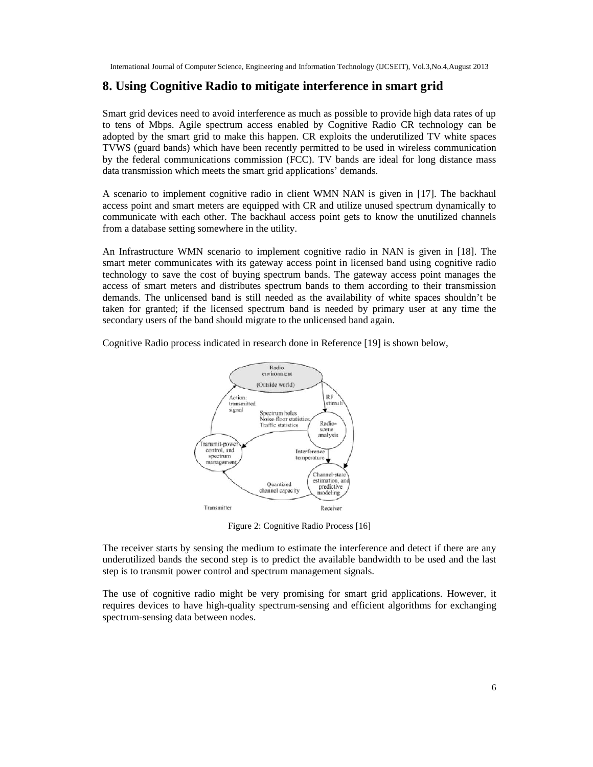## 8. Using Cognitive Radio to mitigate interference in smart grid

Smart grid devices need to avoid interference as much as possible to provide high data rates of up to tens of Mbps. Agile spectrum access enabled by Cognitive Radio CR technology can be adopted by the smart grid to make this happen. CR exploits the underutilized TV white spaces TVWS (guard bands) which have been recently permitted to be used in wireless communication by the federal communications commission (FCC). TV bands are ideal for long distance mass data transmission which meets the smart grid applications' demands.

A scenario to implement cognitive radio in client WMN NAN is given in [17]. The backhaul access point and smart meters are equipped with CR and utilize unused spectrum dynamically to communicate with each other. The backhaul access point gets to know the unutilized channels from a database setting somewhere in the utility.

An Infrastructure WMN scenario to implement cognitive radio in NAN is given in [18]. The smart meter communicates with its gateway access point in licensed band using cognitive radio technology to save the cost of buying spectrum bands. The gateway access point manages the access of smart meters and distributes spectrum bands to them according to their transmission demands. The unlicensed band is still needed as the availability of white spaces shouldn't be taken for granted; if the licensed spectrum band is needed by primary user at any time the secondary users of the band should migrate to the unlicensed band again.

Cognitive Radio process indicated in research done in Reference [19] is shown below,

Radio environment
(Outside world)
Action: transmitted signal
RF stimuli
Spectrum holes
Noise-floor statistics
Traffic statistics
Radio-scene analysis
Transmit-power control, and spectrum management
Interference temperature
Channel-state estimation, and predictive modeling
Quantized channel capacity
Transmitter
Receiver

Figure 2: Cognitive Radio Process [16]

The receiver starts by sensing the medium to estimate the interference and detect if there are any underutilized bands the second step is to predict the available bandwidth to be used and the last step is to transmit power control and spectrum management signals.

The use of cognitive radio might be very promising for smart grid applications. However, it requires devices to have high-quality spectrum-sensing and efficient algorithms for exchanging spectrum-sensing data between nodes.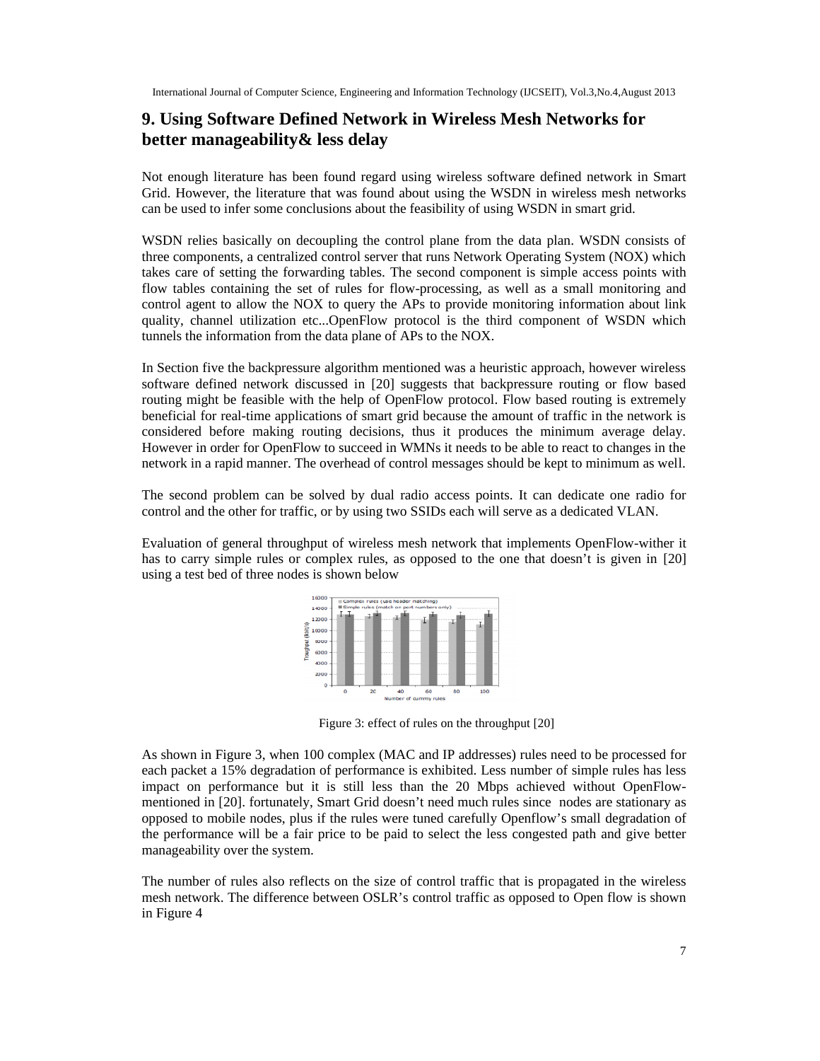## 9. Using Software Defined Network in Wireless Mesh Networks for better manageability& less delay

Not enough literature has been found regard using wireless software defined network in Smart Grid. However, the literature that was found about using the WSDN in wireless mesh networks can be used to infer some conclusions about the feasibility of using WSDN in smart grid.

WSDN relies basically on decoupling the control plane from the data plan. WSDN consists of three components, a centralized control server that runs Network Operating System (NOX) which takes care of setting the forwarding tables. The second component is simple access points with flow tables containing the set of rules for flow-processing, as well as a small monitoring and control agent to allow the NOX to query the APs to provide monitoring information about link quality, channel utilization etc...OpenFlow protocol is the third component of WSDN which tunnels the information from the data plane of APs to the NOX.

In Section five the backpressure algorithm mentioned was a heuristic approach, however wireless software defined network discussed in [20] suggests that backpressure routing or flow based routing might be feasible with the help of OpenFlow protocol. Flow based routing is extremely beneficial for real-time applications of smart grid because the amount of traffic in the network is considered before making routing decisions, thus it produces the minimum average delay. However in order for OpenFlow to succeed in WMNs it needs to be able to react to changes in the network in a rapid manner. The overhead of control messages should be kept to minimum as well.

The second problem can be solved by dual radio access points. It can dedicate one radio for control and the other for traffic, or by using two SSIDs each will serve as a dedicated VLAN.

Evaluation of general throughput of wireless mesh network that implements OpenFlow-wither it has to carry simple rules or complex rules, as opposed to the one that doesn't is given in [20] using a test bed of three nodes is shown below

Complex rules (use header matching)
Simple rules (match on port numbers only)
Throughput (kbit/s)
16000
14000
12000
10000
8000
6000
4000
2000
0
0 20 40 60 80 100
Number of dummy rules

Figure 3: effect of rules on the throughput [20]

As shown in Figure 3, when 100 complex (MAC and IP addresses) rules need to be processed for each packet a 15% degradation of performance is exhibited. Less number of simple rules has less impact on performance but it is still less than the 20 Mbps achieved without OpenFlow-mentioned in [20]. fortunately, Smart Grid doesn't need much rules since nodes are stationary as opposed to mobile nodes, plus if the rules were tuned carefully Openflow's small degradation of the performance will be a fair price to be paid to select the less congested path and give better manageability over the system.

The number of rules also reflects on the size of control traffic that is propagated in the wireless mesh network. The difference between OSLR's control traffic as opposed to Open flow is shown in Figure 4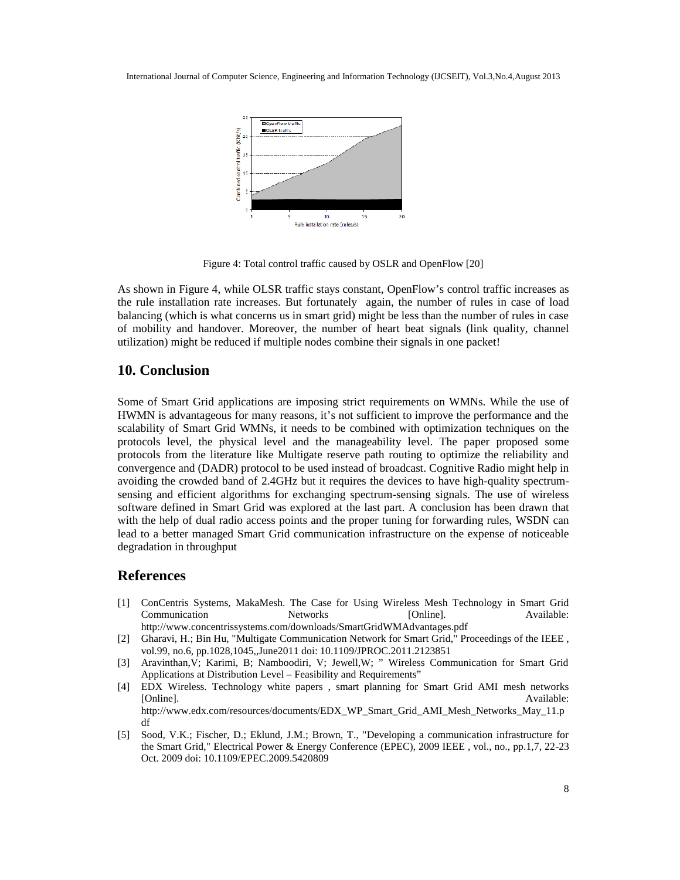Figure 4: Total control traffic caused by OSLR and OpenFlow [20]

As shown in Figure 4, while OLSR traffic stays constant, OpenFlow's control traffic increases as the rule installation rate increases. But fortunately again, the number of rules in case of load balancing (which is what concerns us in smart grid) might be less than the number of rules in case of mobility and handover. Moreover, the number of heart beat signals (link quality, channel utilization) might be reduced if multiple nodes combine their signals in one packet!

## 10. Conclusion

Some of Smart Grid applications are imposing strict requirements on WMNs. While the use of HWMN is advantageous for many reasons, it's not sufficient to improve the performance and the scalability of Smart Grid WMNs, it needs to be combined with optimization techniques on the protocols level, the physical level and the manageability level. The paper proposed some protocols from the literature like Multigate reserve path routing to optimize the reliability and convergence and (DADR) protocol to be used instead of broadcast. Cognitive Radio might help in avoiding the crowded band of 2.4GHz but it requires the devices to have high-quality spectrum-sensing and efficient algorithms for exchanging spectrum-sensing signals. The use of wireless software defined in Smart Grid was explored at the last part. A conclusion has been drawn that with the help of dual radio access points and the proper tuning for forwarding rules, WSDN can lead to a better managed Smart Grid communication infrastructure on the expense of noticeable degradation in throughput

## References

[1] ConCentris Systems, MakaMesh. The Case for Using Wireless Mesh Technology in Smart Grid Communication Networks [Online]. Available: http://www.concentrissystems.com/downloads/SmartGridWMAdvantages.pdf

[2] Gharavi, H.; Bin Hu, "Multigate Communication Network for Smart Grid," Proceedings of the IEEE , vol.99, no.6, pp.1028,1045,,June2011 doi: 10.1109/JPROC.2011.2123851

[3] Aravinthan,V; Karimi, B; Namboodiri, V; Jewell,W; " Wireless Communication for Smart Grid Applications at Distribution Level – Feasibility and Requirements"

[4] EDX Wireless. Technology white papers , smart planning for Smart Grid AMI mesh networks [Online]. Available: http://www.edx.com/resources/documents/EDX_WP_Smart_Grid_AMI_Mesh_Networks_May_11.pdf

[5] Sood, V.K.; Fischer, D.; Eklund, J.M.; Brown, T., "Developing a communication infrastructure for the Smart Grid," Electrical Power & Energy Conference (EPEC), 2009 IEEE , vol., no., pp.1,7, 22-23 Oct. 2009 doi: 10.1109/EPEC.2009.5420809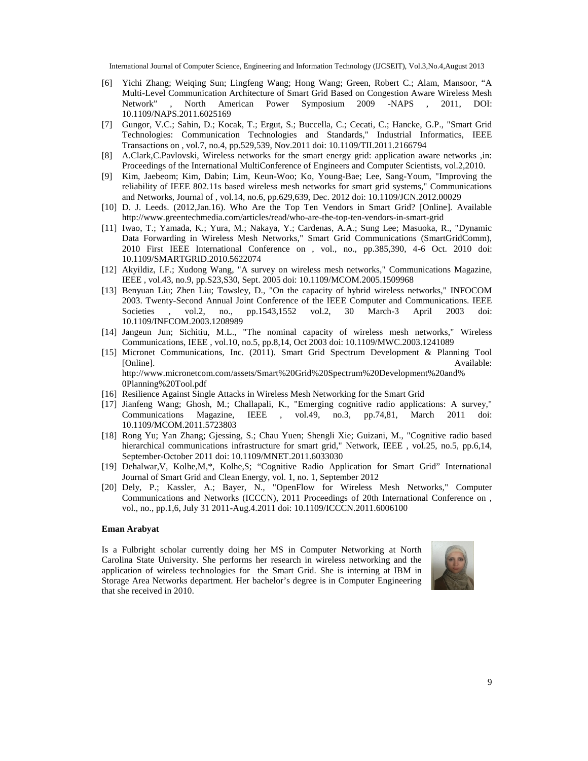[6] Yichi Zhang; Weiqing Sun; Lingfeng Wang; Hong Wang; Green, Robert C.; Alam, Mansoor, "A Multi-Level Communication Architecture of Smart Grid Based on Congestion Aware Wireless Mesh Network" , North American Power Symposium 2009 -NAPS , 2011, DOI: 10.1109/NAPS.2011.6025169

[7] Gungor, V.C.; Sahin, D.; Kocak, T.; Ergut, S.; Buccella, C.; Cecati, C.; Hancke, G.P., "Smart Grid Technologies: Communication Technologies and Standards," Industrial Informatics, IEEE Transactions on , vol.7, no.4, pp.529,539, Nov.2011 doi: 10.1109/TII.2011.2166794

[8] A.Clark,C.Pavlovski, Wireless networks for the smart energy grid: application aware networks ,in: Proceedings of the International MultiConference of Engineers and Computer Scientists, vol.2,2010.

[9] Kim, Jaebeom; Kim, Dabin; Lim, Keun-Woo; Ko, Young-Bae; Lee, Sang-Youm, "Improving the reliability of IEEE 802.11s based wireless mesh networks for smart grid systems," Communications and Networks, Journal of , vol.14, no.6, pp.629,639, Dec. 2012 doi: 10.1109/JCN.2012.00029

[10] D. J. Leeds. (2012,Jan.16). Who Are the Top Ten Vendors in Smart Grid? [Online]. Available http://www.greentechmedia.com/articles/read/who-are-the-top-ten-vendors-in-smart-grid

[11] Iwao, T.; Yamada, K.; Yura, M.; Nakaya, Y.; Cardenas, A.A.; Sung Lee; Masuoka, R., "Dynamic Data Forwarding in Wireless Mesh Networks," Smart Grid Communications (SmartGridComm), 2010 First IEEE International Conference on , vol., no., pp.385,390, 4-6 Oct. 2010 doi: 10.1109/SMARTGRID.2010.5622074

[12] Akyildiz, I.F.; Xudong Wang, "A survey on wireless mesh networks," Communications Magazine, IEEE , vol.43, no.9, pp.S23,S30, Sept. 2005 doi: 10.1109/MCOM.2005.1509968

[13] Benyuan Liu; Zhen Liu; Towsley, D., "On the capacity of hybrid wireless networks," INFOCOM 2003. Twenty-Second Annual Joint Conference of the IEEE Computer and Communications. IEEE Societies , vol.2, no., pp.1543,1552 vol.2, 30 March-3 April 2003 doi: 10.1109/INFCOM.2003.1208989

[14] Jangeun Jun; Sichitiu, M.L., "The nominal capacity of wireless mesh networks," Wireless Communications, IEEE , vol.10, no.5, pp.8,14, Oct 2003 doi: 10.1109/MWC.2003.1241089

[15] Micronet Communications, Inc. (2011). Smart Grid Spectrum Development & Planning Tool [Online]. Available: http://www.micronetcom.com/assets/Smart%20Grid%20Spectrum%20Development%20and%0Planning%20Tool.pdf

[16] Resilience Against Single Attacks in Wireless Mesh Networking for the Smart Grid

[17] Jianfeng Wang; Ghosh, M.; Challapali, K., "Emerging cognitive radio applications: A survey," Communications Magazine, IEEE , vol.49, no.3, pp.74,81, March 2011 doi: 10.1109/MCOM.2011.5723803

[18] Rong Yu; Yan Zhang; Gjessing, S.; Chau Yuen; Shengli Xie; Guizani, M., "Cognitive radio based hierarchical communications infrastructure for smart grid," Network, IEEE , vol.25, no.5, pp.6,14, September-October 2011 doi: 10.1109/MNET.2011.6033030

[19] Dehalwar,V, Kolhe,M,*, Kolhe,S; "Cognitive Radio Application for Smart Grid" International Journal of Smart Grid and Clean Energy, vol. 1, no. 1, September 2012

[20] Dely, P.; Kassler, A.; Bayer, N., "OpenFlow for Wireless Mesh Networks," Computer Communications and Networks (ICCCN), 2011 Proceedings of 20th International Conference on , vol., no., pp.1,6, July 31 2011-Aug.4.2011 doi: 10.1109/ICCCN.2011.6006100

**Eman Arabyat**

Is a Fulbright scholar currently doing her MS in Computer Networking at North Carolina State University. She performs her research in wireless networking and the application of wireless technologies for the Smart Grid. She is interning at IBM in Storage Area Networks department. Her bachelor's degree is in Computer Engineering that she received in 2010.